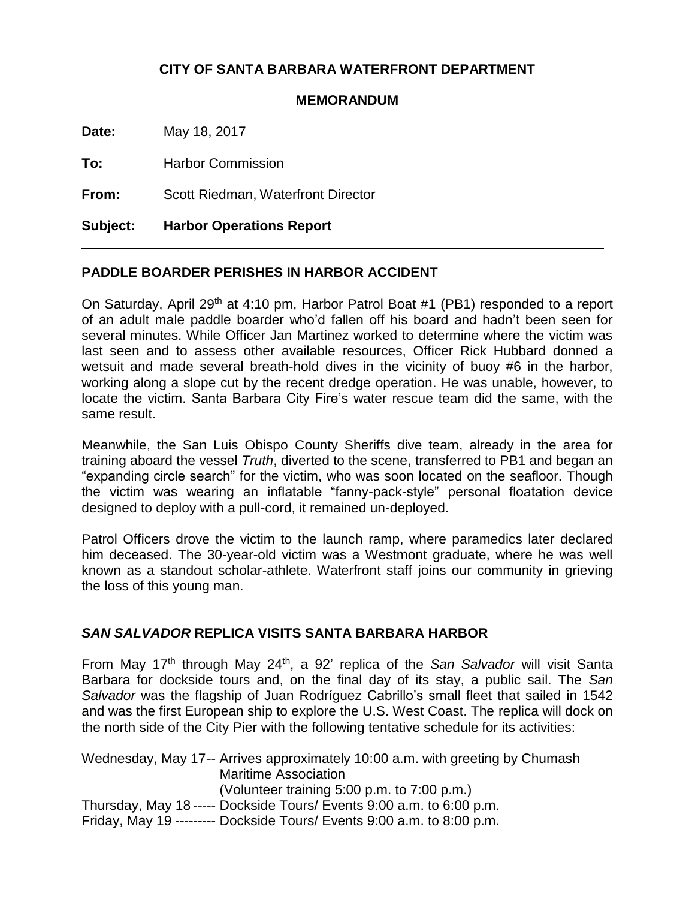**CITY OF SANTA BARBARA WATERFRONT DEPARTMENT**

**MEMORANDUM**

**Date:** May 18, 2017

**To:** Harbor Commission

**From:** Scott Riedman, Waterfront Director

**Subject: Harbor Operations Report**

---

## PADDLE BOARDER PERISHES IN HARBOR ACCIDENT

On Saturday, April 29th at 4:10 pm, Harbor Patrol Boat #1 (PB1) responded to a report of an adult male paddle boarder who'd fallen off his board and hadn't been seen for several minutes. While Officer Jan Martinez worked to determine where the victim was last seen and to assess other available resources, Officer Rick Hubbard donned a wetsuit and made several breath-hold dives in the vicinity of buoy #6 in the harbor, working along a slope cut by the recent dredge operation. He was unable, however, to locate the victim. Santa Barbara City Fire's water rescue team did the same, with the same result.

Meanwhile, the San Luis Obispo County Sheriffs dive team, already in the area for training aboard the vessel *Truth*, diverted to the scene, transferred to PB1 and began an "expanding circle search" for the victim, who was soon located on the seafloor. Though the victim was wearing an inflatable "fanny-pack-style" personal floatation device designed to deploy with a pull-cord, it remained un-deployed.

Patrol Officers drove the victim to the launch ramp, where paramedics later declared him deceased. The 30-year-old victim was a Westmont graduate, where he was well known as a standout scholar-athlete. Waterfront staff joins our community in grieving the loss of this young man.

## *SAN SALVADOR* REPLICA VISITS SANTA BARBARA HARBOR

From May 17th through May 24th, a 92' replica of the *San Salvador* will visit Santa Barbara for dockside tours and, on the final day of its stay, a public sail. The *San Salvador* was the flagship of Juan Rodríguez Cabrillo's small fleet that sailed in 1542 and was the first European ship to explore the U.S. West Coast. The replica will dock on the north side of the City Pier with the following tentative schedule for its activities:

Wednesday, May 17-- Arrives approximately 10:00 a.m. with greeting by Chumash Maritime Association
(Volunteer training 5:00 p.m. to 7:00 p.m.)
Thursday, May 18 ----- Dockside Tours/ Events 9:00 a.m. to 6:00 p.m.
Friday, May 19 --------- Dockside Tours/ Events 9:00 a.m. to 8:00 p.m.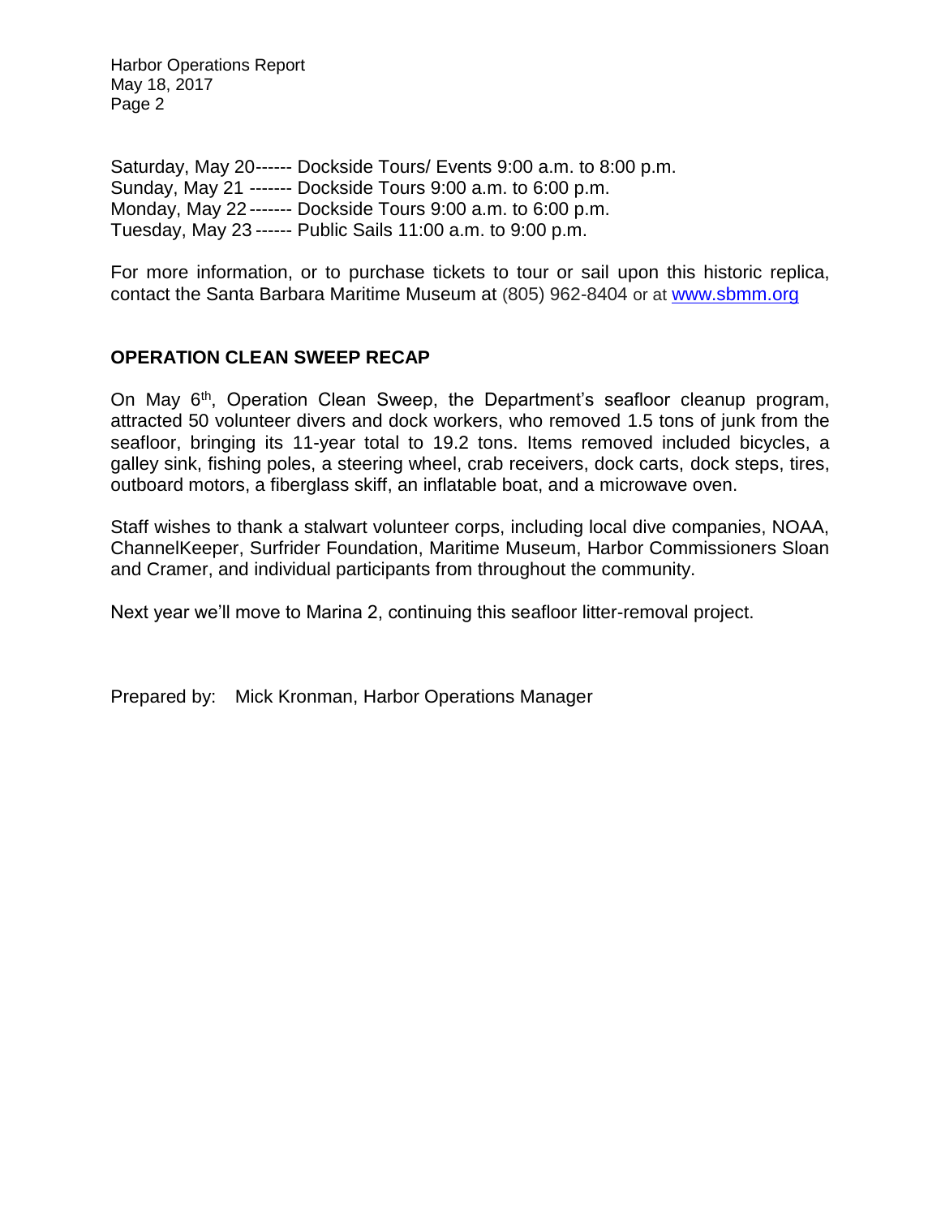Saturday, May 20------ Dockside Tours/ Events 9:00 a.m. to 8:00 p.m.
Sunday, May 21 ------- Dockside Tours 9:00 a.m. to 6:00 p.m.
Monday, May 22 ------- Dockside Tours 9:00 a.m. to 6:00 p.m.
Tuesday, May 23 ------ Public Sails 11:00 a.m. to 9:00 p.m.

For more information, or to purchase tickets to tour or sail upon this historic replica, contact the Santa Barbara Maritime Museum at (805) 962-8404 or at www.sbmm.org

## OPERATION CLEAN SWEEP RECAP

On May 6th, Operation Clean Sweep, the Department's seafloor cleanup program, attracted 50 volunteer divers and dock workers, who removed 1.5 tons of junk from the seafloor, bringing its 11-year total to 19.2 tons. Items removed included bicycles, a galley sink, fishing poles, a steering wheel, crab receivers, dock carts, dock steps, tires, outboard motors, a fiberglass skiff, an inflatable boat, and a microwave oven.

Staff wishes to thank a stalwart volunteer corps, including local dive companies, NOAA, ChannelKeeper, Surfrider Foundation, Maritime Museum, Harbor Commissioners Sloan and Cramer, and individual participants from throughout the community.

Next year we'll move to Marina 2, continuing this seafloor litter-removal project.

Prepared by: Mick Kronman, Harbor Operations Manager